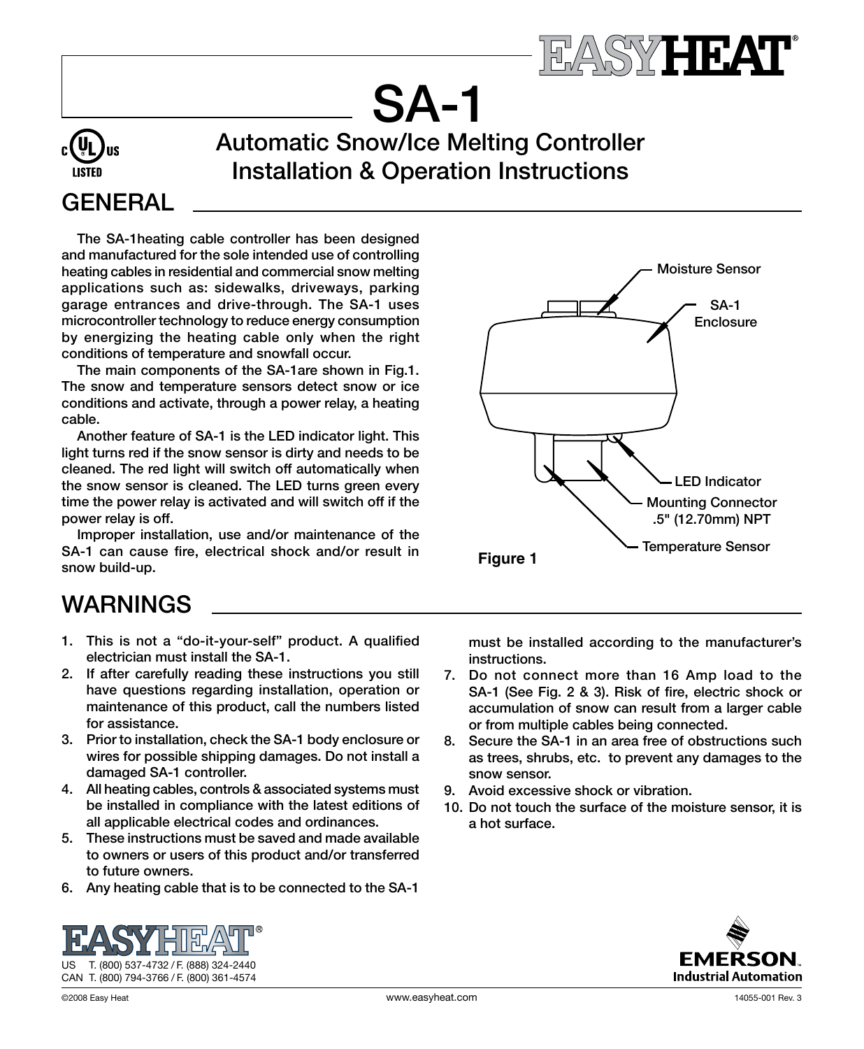# SA-1

## Automatic Snow/Ice Melting Controller Installation & Operation Instructions

## GENERAL

The SA-1heating cable controller has been designed and manufactured for the sole intended use of controlling heating cables in residential and commercial snow melting applications such as: sidewalks, driveways, parking garage entrances and drive-through. The SA-1 uses microcontroller technology to reduce energy consumption by energizing the heating cable only when the right conditions of temperature and snowfall occur.

The main components of the SA-1are shown in Fig.1. The snow and temperature sensors detect snow or ice conditions and activate, through a power relay, a heating cable.

Another feature of SA-1 is the LED indicator light. This light turns red if the snow sensor is dirty and needs to be cleaned. The red light will switch off automatically when the snow sensor is cleaned. The LED turns green every time the power relay is activated and will switch off if the power relay is off.

Improper installation, use and/or maintenance of the SA-1 can cause fire, electrical shock and/or result in snow build-up.

Moisture Sensor

SA-1 Enclosure

LED Indicator

Mounting Connector .5" (12.70mm) NPT

Temperature Sensor

**Figure 1**

## WARNINGS

1. This is not a "do-it-your-self" product. A qualified electrician must install the SA-1.
2. If after carefully reading these instructions you still have questions regarding installation, operation or maintenance of this product, call the numbers listed for assistance.
3. Prior to installation, check the SA-1 body enclosure or wires for possible shipping damages. Do not install a damaged SA-1 controller.
4. All heating cables, controls & associated systems must be installed in compliance with the latest editions of all applicable electrical codes and ordinances.
5. These instructions must be saved and made available to owners or users of this product and/or transferred to future owners.
6. Any heating cable that is to be connected to the SA-1 must be installed according to the manufacturer's instructions.
7. Do not connect more than 16 Amp load to the SA-1 (See Fig. 2 & 3). Risk of fire, electric shock or accumulation of snow can result from a larger cable or from multiple cables being connected.
8. Secure the SA-1 in an area free of obstructions such as trees, shrubs, etc. to prevent any damages to the snow sensor.
9. Avoid excessive shock or vibration.
10. Do not touch the surface of the moisture sensor, it is a hot surface.

US T. (800) 537-4732 / F. (888) 324-2440
CAN T. (800) 794-3766 / F. (800) 361-4574

©2008 Easy Heat www.easyheat.com 14055-001 Rev. 3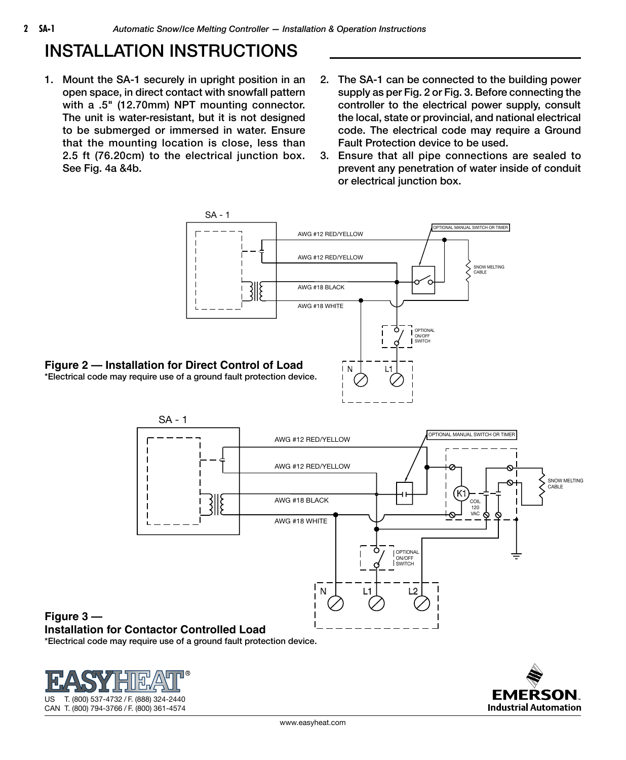# INSTALLATION INSTRUCTIONS

1. Mount the SA-1 securely in upright position in an open space, in direct contact with snowfall pattern with a .5" (12.70mm) NPT mounting connector. The unit is water-resistant, but it is not designed to be submerged or immersed in water. Ensure that the mounting location is close, less than 2.5 ft (76.20cm) to the electrical junction box. See Fig. 4a &4b.
2. The SA-1 can be connected to the building power supply as per Fig. 2 or Fig. 3. Before connecting the controller to the electrical power supply, consult the local, state or provincial, and national electrical code. The electrical code may require a Ground Fault Protection device to be used.
3. Ensure that all pipe connections are sealed to prevent any penetration of water inside of conduit or electrical junction box.

SA - 1

AWG #12 RED/YELLOW

AWG #12 RED/YELLOW

AWG #18 BLACK

AWG #18 WHITE

OPTIONAL MANUAL SWITCH OR TIMER

SNOW MELTING CABLE

OPTIONAL ON/OFF SWITCH

N L1

**Figure 2 — Installation for Direct Control of Load**
*Electrical code may require use of a ground fault protection device.

SA - 1

AWG #12 RED/YELLOW

AWG #12 RED/YELLOW

AWG #18 BLACK

AWG #18 WHITE

OPTIONAL MANUAL SWITCH OR TIMER

K1 COIL 120 VAC

SNOW MELTING CABLE

OPTIONAL ON/OFF SWITCH

N L1 L2

**Figure 3 — Installation for Contactor Controlled Load**
*Electrical code may require use of a ground fault protection device.

EASYHEAT®
US T. (800) 537-4732 / F. (888) 324-2440
CAN T. (800) 794-3766 / F. (800) 361-4574

EMERSON. Industrial Automation

www.easyheat.com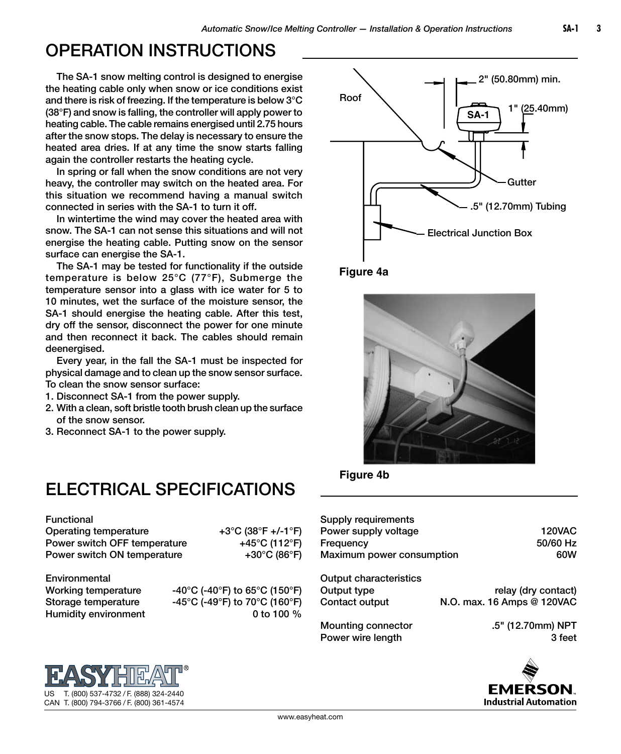# OPERATION INSTRUCTIONS

The SA-1 snow melting control is designed to energise the heating cable only when snow or ice conditions exist and there is risk of freezing. If the temperature is below 3°C (38°F) and snow is falling, the controller will apply power to heating cable. The cable remains energised until 2.75 hours after the snow stops. The delay is necessary to ensure the heated area dries. If at any time the snow starts falling again the controller restarts the heating cycle.

In spring or fall when the snow conditions are not very heavy, the controller may switch on the heated area. For this situation we recommend having a manual switch connected in series with the SA-1 to turn it off.

In wintertime the wind may cover the heated area with snow. The SA-1 can not sense this situations and will not energise the heating cable. Putting snow on the sensor surface can energise the SA-1.

The SA-1 may be tested for functionality if the outside temperature is below 25°C (77°F), Submerge the temperature sensor into a glass with ice water for 5 to 10 minutes, wet the surface of the moisture sensor, the SA-1 should energise the heating cable. After this test, dry off the sensor, disconnect the power for one minute and then reconnect it back. The cables should remain deenergised.

Every year, in the fall the SA-1 must be inspected for physical damage and to clean up the snow sensor surface. To clean the snow sensor surface:

1. Disconnect SA-1 from the power supply.
2. With a clean, soft bristle tooth brush clean up the surface of the snow sensor.
3. Reconnect SA-1 to the power supply.

Roof

2" (50.80mm) min.

SA-1

1" (25.40mm)

Gutter

.5" (12.70mm) Tubing

Electrical Junction Box

**Figure 4a**

**Figure 4b**

# ELECTRICAL SPECIFICATIONS

| Functional | |
|---|---|
| Operating temperature | +3°C (38°F +/-1°F) |
| Power switch OFF temperature | +45°C (112°F) |
| Power switch ON temperature | +30°C (86°F) |

| Environmental | |
|---|---|
| Working temperature | -40°C (-40°F) to 65°C (150°F) |
| Storage temperature | -45°C (-49°F) to 70°C (160°F) |
| Humidity environment | 0 to 100 % |

| Supply requirements | |
|---|---|
| Power supply voltage | 120VAC |
| Frequency | 50/60 Hz |
| Maximum power consumption | 60W |

| Output characteristics | |
|---|---|
| Output type | relay (dry contact) |
| Contact output | N.O. max. 16 Amps @ 120VAC |
| Mounting connector | .5" (12.70mm) NPT |
| Power wire length | 3 feet |

EASYHEAT®

US T. (800) 537-4732 / F. (888) 324-2440
CAN T. (800) 794-3766 / F. (800) 361-4574

EMERSON. Industrial Automation

www.easyheat.com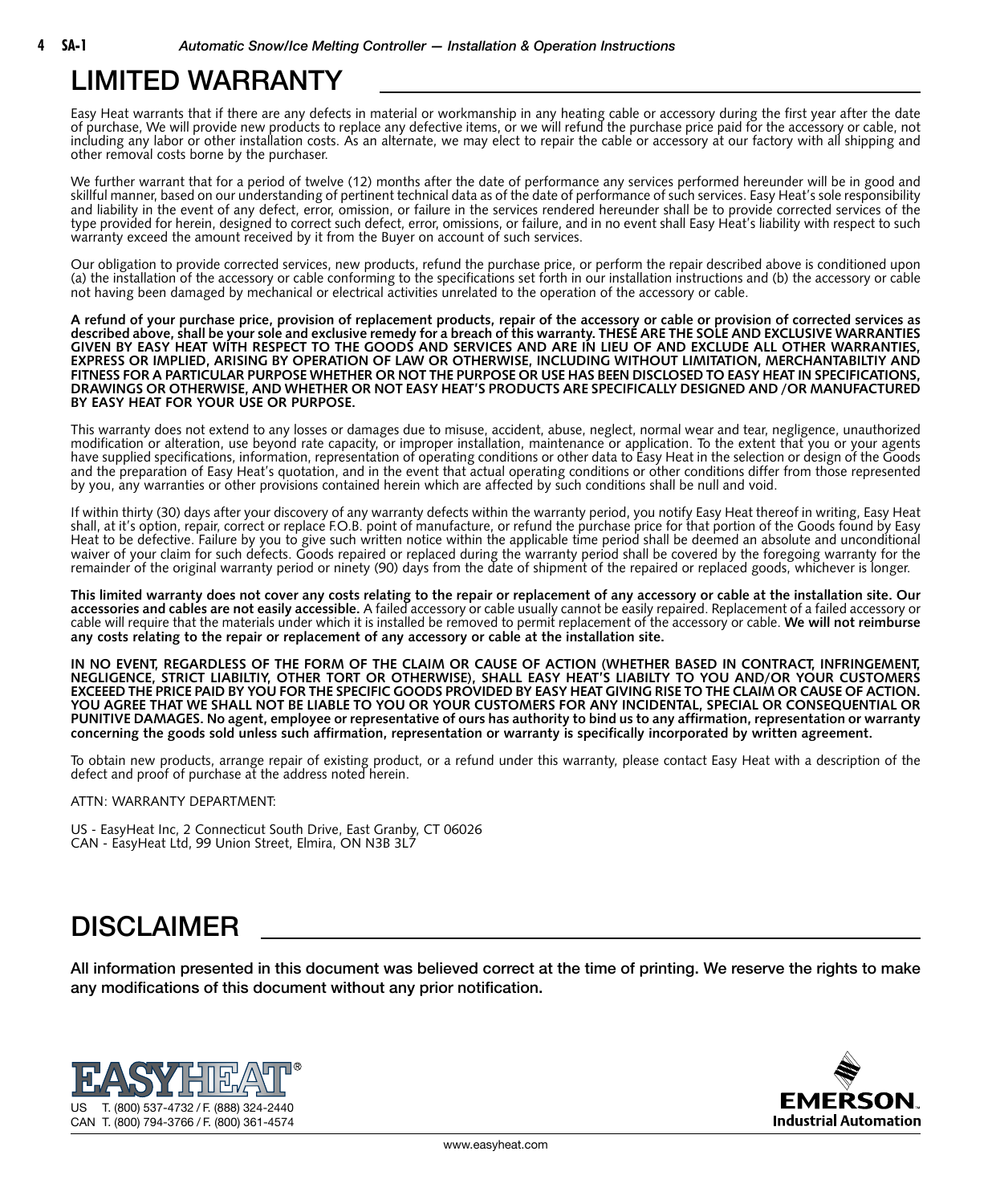# LIMITED WARRANTY

Easy Heat warrants that if there are any defects in material or workmanship in any heating cable or accessory during the first year after the date of purchase, We will provide new products to replace any defective items, or we will refund the purchase price paid for the accessory or cable, not including any labor or other installation costs. As an alternate, we may elect to repair the cable or accessory at our factory with all shipping and other removal costs borne by the purchaser.

We further warrant that for a period of twelve (12) months after the date of performance any services performed hereunder will be in good and skillful manner, based on our understanding of pertinent technical data as of the date of performance of such services. Easy Heat's sole responsibility and liability in the event of any defect, error, omission, or failure in the services rendered hereunder shall be to provide corrected services of the type provided for herein, designed to correct such defect, error, omissions, or failure, and in no event shall Easy Heat's liability with respect to such warranty exceed the amount received by it from the Buyer on account of such services.

Our obligation to provide corrected services, new products, refund the purchase price, or perform the repair described above is conditioned upon (a) the installation of the accessory or cable conforming to the specifications set forth in our installation instructions and (b) the accessory or cable not having been damaged by mechanical or electrical activities unrelated to the operation of the accessory or cable.

**A refund of your purchase price, provision of replacement products, repair of the accessory or cable or provision of corrected services as described above, shall be your sole and exclusive remedy for a breach of this warranty. THESE ARE THE SOLE AND EXCLUSIVE WARRANTIES GIVEN BY EASY HEAT WITH RESPECT TO THE GOODS AND SERVICES AND ARE IN LIEU OF AND EXCLUDE ALL OTHER WARRANTIES, EXPRESS OR IMPLIED, ARISING BY OPERATION OF LAW OR OTHERWISE, INCLUDING WITHOUT LIMITATION, MERCHANTABILTIY AND FITNESS FOR A PARTICULAR PURPOSE WHETHER OR NOT THE PURPOSE OR USE HAS BEEN DISCLOSED TO EASY HEAT IN SPECIFICATIONS, DRAWINGS OR OTHERWISE, AND WHETHER OR NOT EASY HEAT'S PRODUCTS ARE SPECIFICALLY DESIGNED AND /OR MANUFACTURED BY EASY HEAT FOR YOUR USE OR PURPOSE.**

This warranty does not extend to any losses or damages due to misuse, accident, abuse, neglect, normal wear and tear, negligence, unauthorized modification or alteration, use beyond rate capacity, or improper installation, maintenance or application. To the extent that you or your agents have supplied specifications, information, representation of operating conditions or other data to Easy Heat in the selection or design of the Goods and the preparation of Easy Heat's quotation, and in the event that actual operating conditions or other conditions differ from those represented by you, any warranties or other provisions contained herein which are affected by such conditions shall be null and void.

If within thirty (30) days after your discovery of any warranty defects within the warranty period, you notify Easy Heat thereof in writing, Easy Heat shall, at it's option, repair, correct or replace F.O.B. point of manufacture, or refund the purchase price for that portion of the Goods found by Easy Heat to be defective. Failure by you to give such written notice within the applicable time period shall be deemed an absolute and unconditional waiver of your claim for such defects. Goods repaired or replaced during the warranty period shall be covered by the foregoing warranty for the remainder of the original warranty period or ninety (90) days from the date of shipment of the repaired or replaced goods, whichever is longer.

**This limited warranty does not cover any costs relating to the repair or replacement of any accessory or cable at the installation site. Our accessories and cables are not easily accessible.** A failed accessory or cable usually cannot be easily repaired. Replacement of a failed accessory or cable will require that the materials under which it is installed be removed to permit replacement of the accessory or cable. **We will not reimburse any costs relating to the repair or replacement of any accessory or cable at the installation site.**

**IN NO EVENT, REGARDLESS OF THE FORM OF THE CLAIM OR CAUSE OF ACTION (WHETHER BASED IN CONTRACT, INFRINGEMENT, NEGLIGENCE, STRICT LIABILTIY, OTHER TORT OR OTHERWISE), SHALL EASY HEAT'S LIABILTY TO YOU AND/OR YOUR CUSTOMERS EXCEEED THE PRICE PAID BY YOU FOR THE SPECIFIC GOODS PROVIDED BY EASY HEAT GIVING RISE TO THE CLAIM OR CAUSE OF ACTION. YOU AGREE THAT WE SHALL NOT BE LIABLE TO YOU OR YOUR CUSTOMERS FOR ANY INCIDENTAL, SPECIAL OR CONSEQUENTIAL OR PUNITIVE DAMAGES. No agent, employee or representative of ours has authority to bind us to any affirmation, representation or warranty concerning the goods sold unless such affirmation, representation or warranty is specifically incorporated by written agreement.**

To obtain new products, arrange repair of existing product, or a refund under this warranty, please contact Easy Heat with a description of the defect and proof of purchase at the address noted herein.

ATTN: WARRANTY DEPARTMENT:

US - EasyHeat Inc, 2 Connecticut South Drive, East Granby, CT 06026
CAN - EasyHeat Ltd, 99 Union Street, Elmira, ON N3B 3L7

# DISCLAIMER

**All information presented in this document was believed correct at the time of printing. We reserve the rights to make any modifications of this document without any prior notification.**

EASYHEAT®
US T. (800) 537-4732 / F. (888) 324-2440
CAN T. (800) 794-3766 / F. (800) 361-4574

EMERSON. Industrial Automation

www.easyheat.com